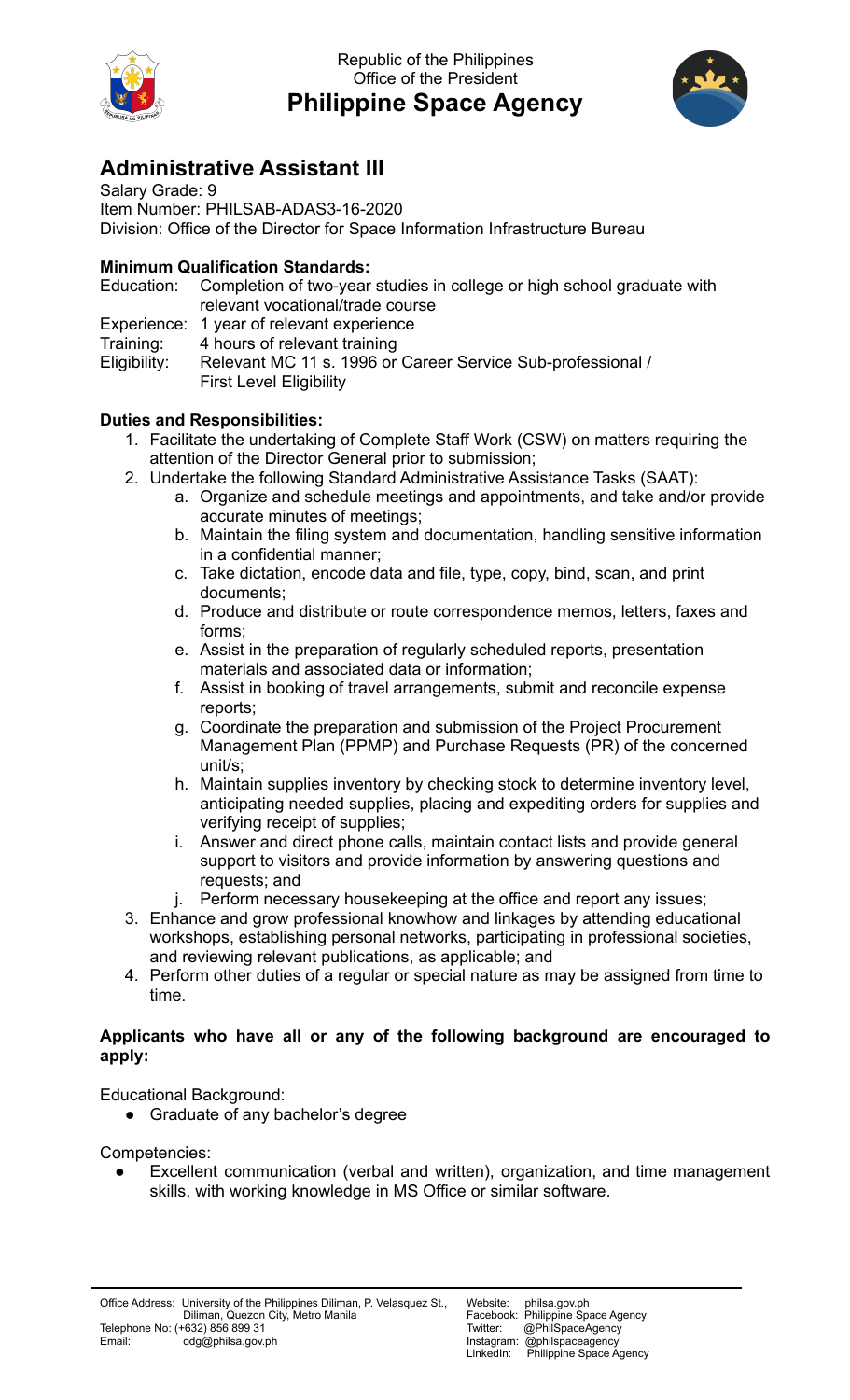Republic of the Philippines
Office of the President
**Philippine Space Agency**

# Administrative Assistant III

Salary Grade: 9
Item Number: PHILSAB-ADAS3-16-2020
Division: Office of the Director for Space Information Infrastructure Bureau

**Minimum Qualification Standards:**

Education: Completion of two-year studies in college or high school graduate with relevant vocational/trade course
Experience: 1 year of relevant experience
Training: 4 hours of relevant training
Eligibility: Relevant MC 11 s. 1996 or Career Service Sub-professional / First Level Eligibility

**Duties and Responsibilities:**

1. Facilitate the undertaking of Complete Staff Work (CSW) on matters requiring the attention of the Director General prior to submission;
2. Undertake the following Standard Administrative Assistance Tasks (SAAT):
   a. Organize and schedule meetings and appointments, and take and/or provide accurate minutes of meetings;
   b. Maintain the filing system and documentation, handling sensitive information in a confidential manner;
   c. Take dictation, encode data and file, type, copy, bind, scan, and print documents;
   d. Produce and distribute or route correspondence memos, letters, faxes and forms;
   e. Assist in the preparation of regularly scheduled reports, presentation materials and associated data or information;
   f. Assist in booking of travel arrangements, submit and reconcile expense reports;
   g. Coordinate the preparation and submission of the Project Procurement Management Plan (PPMP) and Purchase Requests (PR) of the concerned unit/s;
   h. Maintain supplies inventory by checking stock to determine inventory level, anticipating needed supplies, placing and expediting orders for supplies and verifying receipt of supplies;
   i. Answer and direct phone calls, maintain contact lists and provide general support to visitors and provide information by answering questions and requests; and
   j. Perform necessary housekeeping at the office and report any issues;
3. Enhance and grow professional knowhow and linkages by attending educational workshops, establishing personal networks, participating in professional societies, and reviewing relevant publications, as applicable; and
4. Perform other duties of a regular or special nature as may be assigned from time to time.

**Applicants who have all or any of the following background are encouraged to apply:**

Educational Background:

- Graduate of any bachelor's degree

Competencies:

- Excellent communication (verbal and written), organization, and time management skills, with working knowledge in MS Office or similar software.

Office Address: University of the Philippines Diliman, P. Velasquez St., Diliman, Quezon City, Metro Manila
Telephone No: (+632) 856 899 31
Email: odg@philsa.gov.ph

Website: philsa.gov.ph
Facebook: Philippine Space Agency
Twitter: @PhilSpaceAgency
Instagram: @philspaceagency
LinkedIn: Philippine Space Agency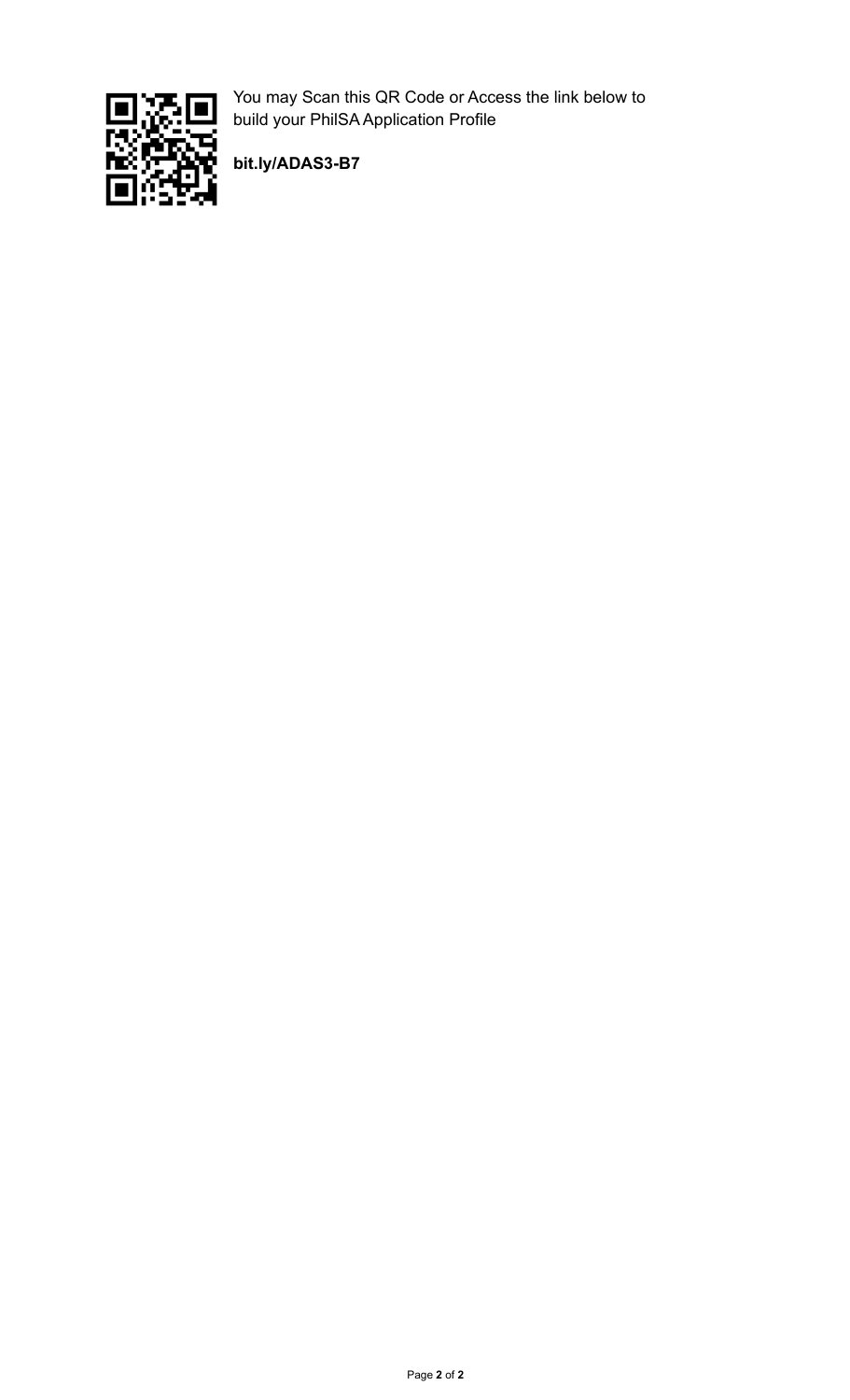You may Scan this QR Code or Access the link below to build your PhilSA Application Profile

**bit.ly/ADAS3-B7**